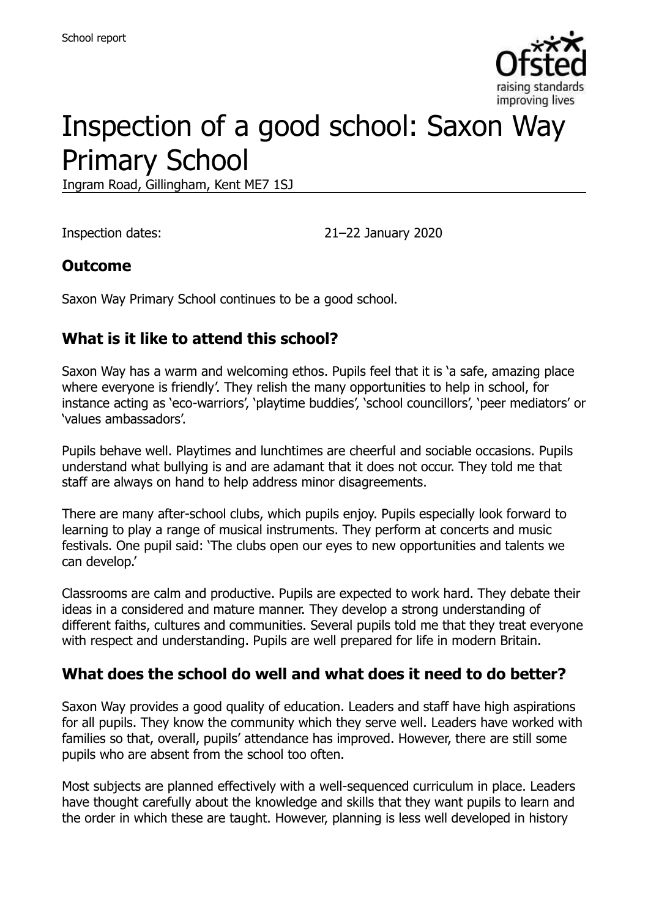School report

# Inspection of a good school: Saxon Way Primary School

Ingram Road, Gillingham, Kent ME7 1SJ

Inspection dates: 21–22 January 2020

## Outcome

Saxon Way Primary School continues to be a good school.

## What is it like to attend this school?

Saxon Way has a warm and welcoming ethos. Pupils feel that it is 'a safe, amazing place where everyone is friendly'. They relish the many opportunities to help in school, for instance acting as 'eco-warriors', 'playtime buddies', 'school councillors', 'peer mediators' or 'values ambassadors'.

Pupils behave well. Playtimes and lunchtimes are cheerful and sociable occasions. Pupils understand what bullying is and are adamant that it does not occur. They told me that staff are always on hand to help address minor disagreements.

There are many after-school clubs, which pupils enjoy. Pupils especially look forward to learning to play a range of musical instruments. They perform at concerts and music festivals. One pupil said: 'The clubs open our eyes to new opportunities and talents we can develop.'

Classrooms are calm and productive. Pupils are expected to work hard. They debate their ideas in a considered and mature manner. They develop a strong understanding of different faiths, cultures and communities. Several pupils told me that they treat everyone with respect and understanding. Pupils are well prepared for life in modern Britain.

## What does the school do well and what does it need to do better?

Saxon Way provides a good quality of education. Leaders and staff have high aspirations for all pupils. They know the community which they serve well. Leaders have worked with families so that, overall, pupils' attendance has improved. However, there are still some pupils who are absent from the school too often.

Most subjects are planned effectively with a well-sequenced curriculum in place. Leaders have thought carefully about the knowledge and skills that they want pupils to learn and the order in which these are taught. However, planning is less well developed in history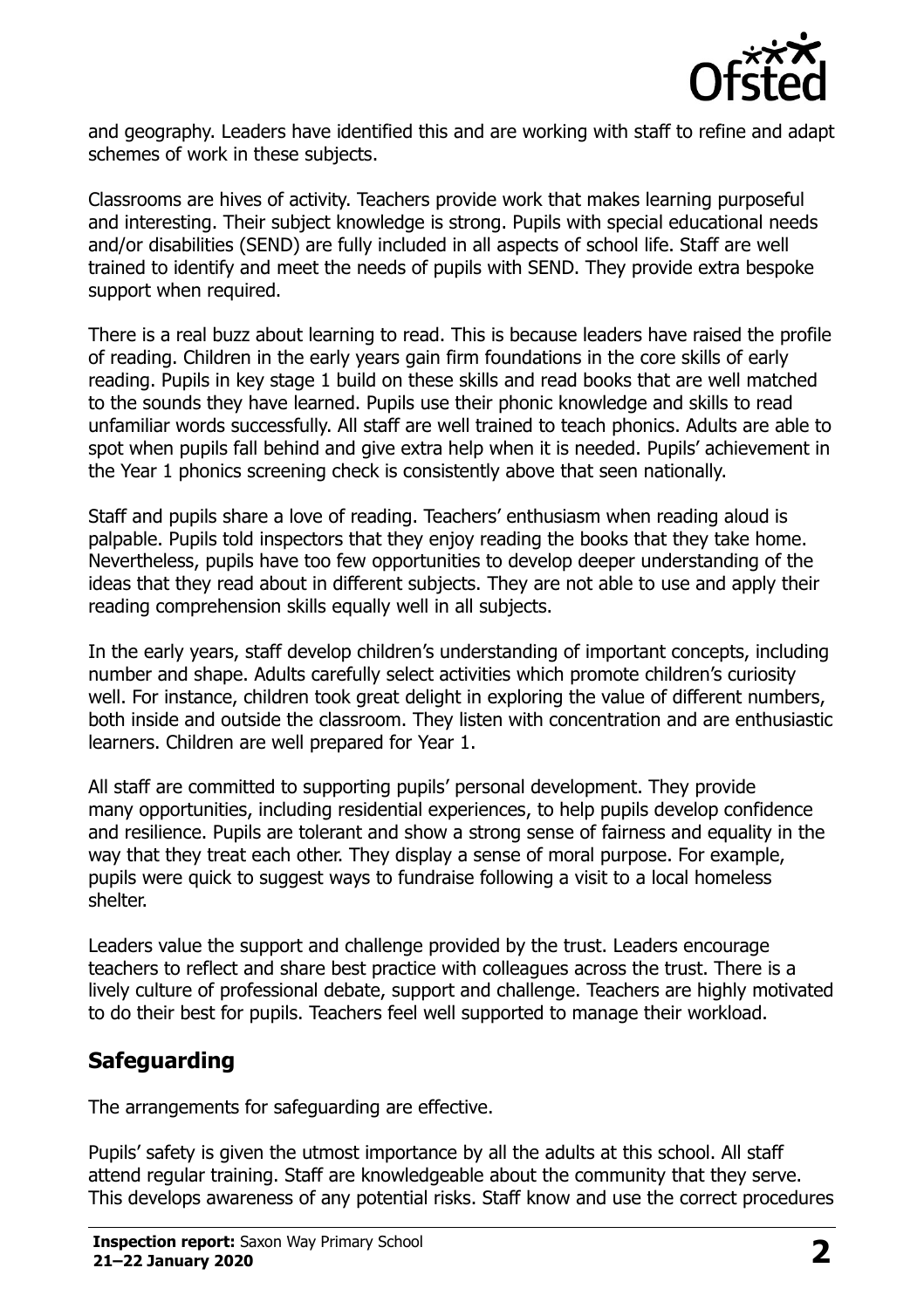and geography. Leaders have identified this and are working with staff to refine and adapt schemes of work in these subjects.

Classrooms are hives of activity. Teachers provide work that makes learning purposeful and interesting. Their subject knowledge is strong. Pupils with special educational needs and/or disabilities (SEND) are fully included in all aspects of school life. Staff are well trained to identify and meet the needs of pupils with SEND. They provide extra bespoke support when required.

There is a real buzz about learning to read. This is because leaders have raised the profile of reading. Children in the early years gain firm foundations in the core skills of early reading. Pupils in key stage 1 build on these skills and read books that are well matched to the sounds they have learned. Pupils use their phonic knowledge and skills to read unfamiliar words successfully. All staff are well trained to teach phonics. Adults are able to spot when pupils fall behind and give extra help when it is needed. Pupils' achievement in the Year 1 phonics screening check is consistently above that seen nationally.

Staff and pupils share a love of reading. Teachers' enthusiasm when reading aloud is palpable. Pupils told inspectors that they enjoy reading the books that they take home. Nevertheless, pupils have too few opportunities to develop deeper understanding of the ideas that they read about in different subjects. They are not able to use and apply their reading comprehension skills equally well in all subjects.

In the early years, staff develop children's understanding of important concepts, including number and shape. Adults carefully select activities which promote children's curiosity well. For instance, children took great delight in exploring the value of different numbers, both inside and outside the classroom. They listen with concentration and are enthusiastic learners. Children are well prepared for Year 1.

All staff are committed to supporting pupils' personal development. They provide many opportunities, including residential experiences, to help pupils develop confidence and resilience. Pupils are tolerant and show a strong sense of fairness and equality in the way that they treat each other. They display a sense of moral purpose. For example, pupils were quick to suggest ways to fundraise following a visit to a local homeless shelter.

Leaders value the support and challenge provided by the trust. Leaders encourage teachers to reflect and share best practice with colleagues across the trust. There is a lively culture of professional debate, support and challenge. Teachers are highly motivated to do their best for pupils. Teachers feel well supported to manage their workload.

## Safeguarding

The arrangements for safeguarding are effective.

Pupils' safety is given the utmost importance by all the adults at this school. All staff attend regular training. Staff are knowledgeable about the community that they serve. This develops awareness of any potential risks. Staff know and use the correct procedures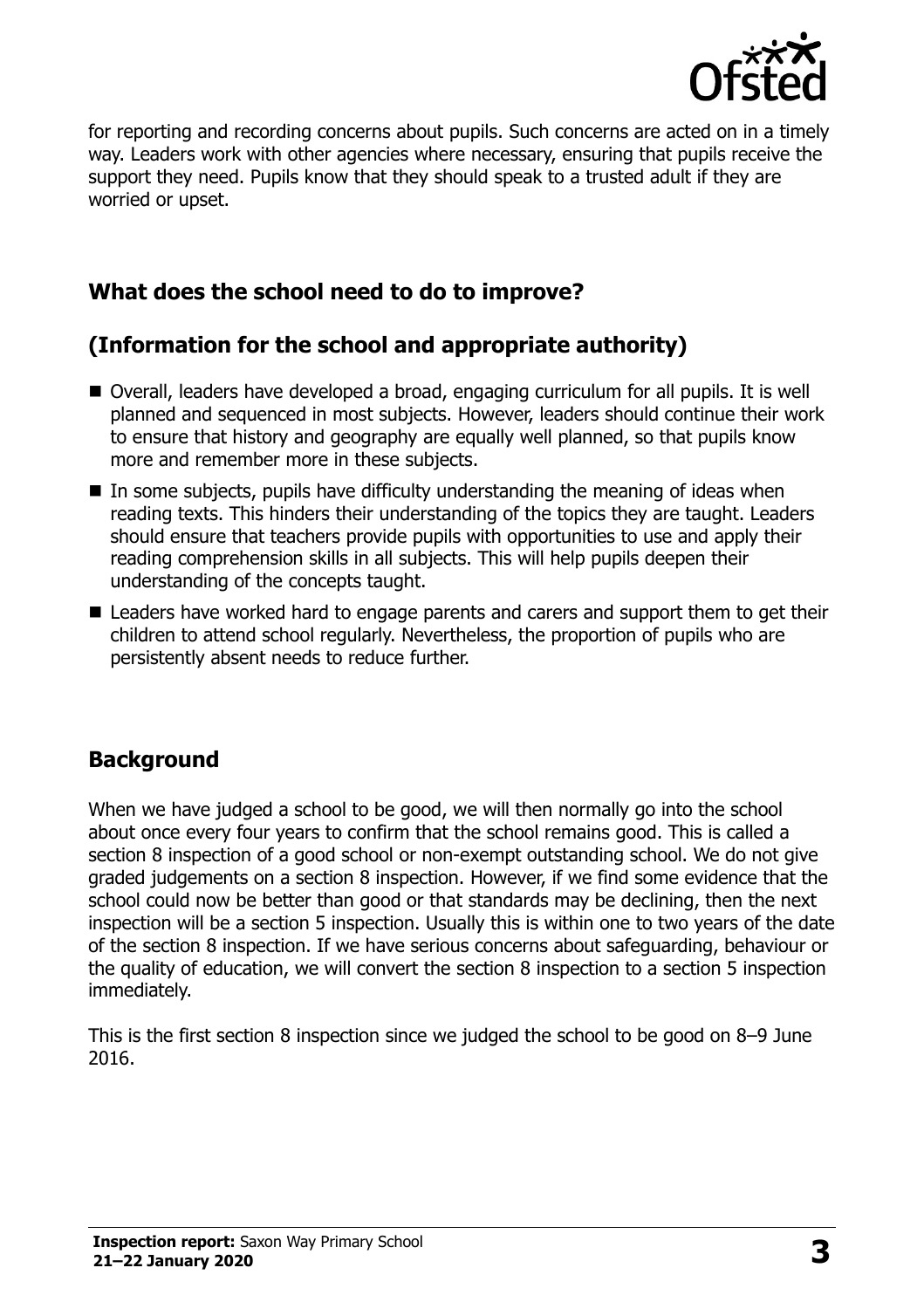for reporting and recording concerns about pupils. Such concerns are acted on in a timely way. Leaders work with other agencies where necessary, ensuring that pupils receive the support they need. Pupils know that they should speak to a trusted adult if they are worried or upset.

## What does the school need to do to improve?

## (Information for the school and appropriate authority)

- Overall, leaders have developed a broad, engaging curriculum for all pupils. It is well planned and sequenced in most subjects. However, leaders should continue their work to ensure that history and geography are equally well planned, so that pupils know more and remember more in these subjects.
- In some subjects, pupils have difficulty understanding the meaning of ideas when reading texts. This hinders their understanding of the topics they are taught. Leaders should ensure that teachers provide pupils with opportunities to use and apply their reading comprehension skills in all subjects. This will help pupils deepen their understanding of the concepts taught.
- Leaders have worked hard to engage parents and carers and support them to get their children to attend school regularly. Nevertheless, the proportion of pupils who are persistently absent needs to reduce further.

## Background

When we have judged a school to be good, we will then normally go into the school about once every four years to confirm that the school remains good. This is called a section 8 inspection of a good school or non-exempt outstanding school. We do not give graded judgements on a section 8 inspection. However, if we find some evidence that the school could now be better than good or that standards may be declining, then the next inspection will be a section 5 inspection. Usually this is within one to two years of the date of the section 8 inspection. If we have serious concerns about safeguarding, behaviour or the quality of education, we will convert the section 8 inspection to a section 5 inspection immediately.

This is the first section 8 inspection since we judged the school to be good on 8–9 June 2016.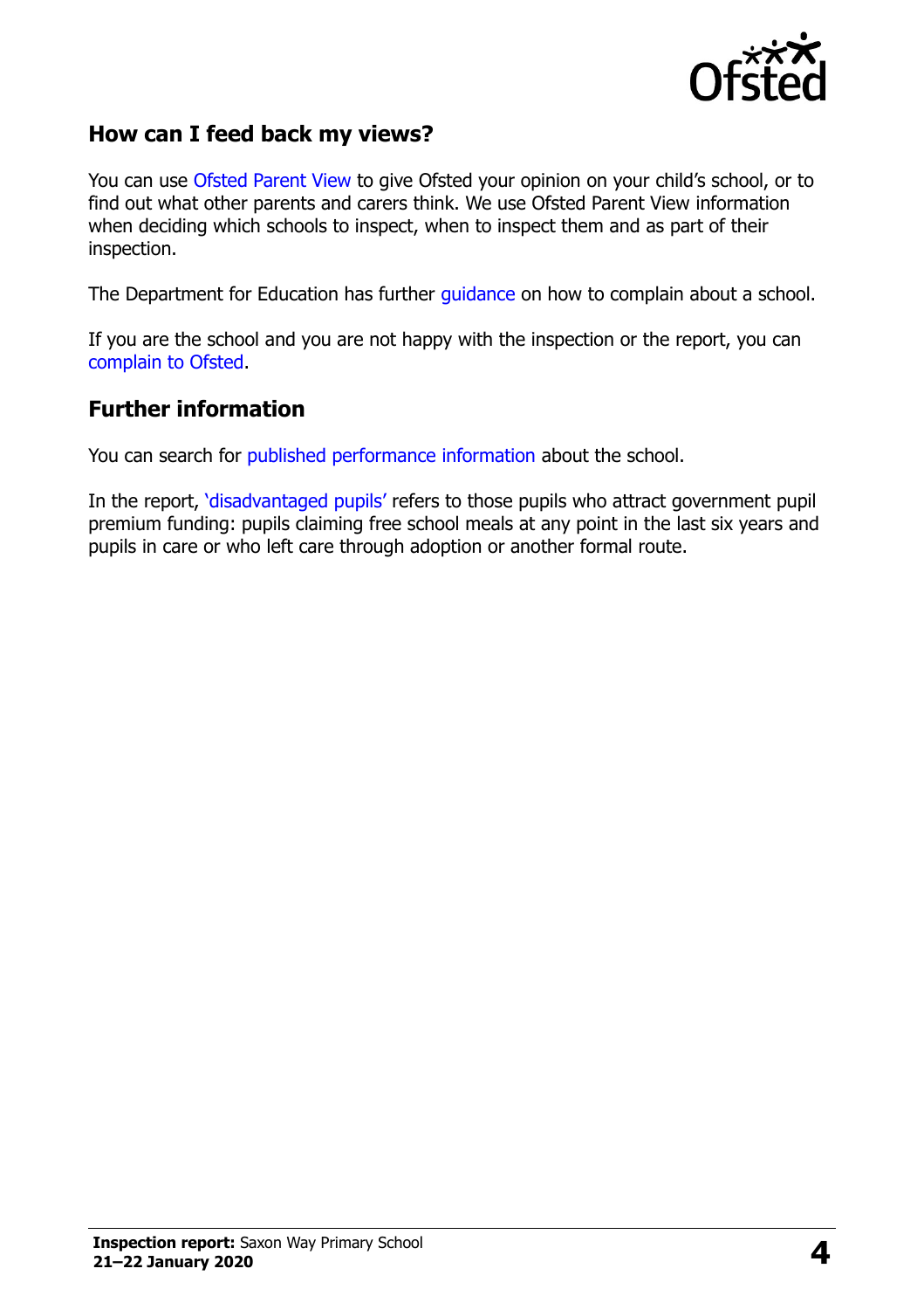## How can I feed back my views?

You can use Ofsted Parent View to give Ofsted your opinion on your child's school, or to find out what other parents and carers think. We use Ofsted Parent View information when deciding which schools to inspect, when to inspect them and as part of their inspection.

The Department for Education has further guidance on how to complain about a school.

If you are the school and you are not happy with the inspection or the report, you can complain to Ofsted.

## Further information

You can search for published performance information about the school.

In the report, 'disadvantaged pupils' refers to those pupils who attract government pupil premium funding: pupils claiming free school meals at any point in the last six years and pupils in care or who left care through adoption or another formal route.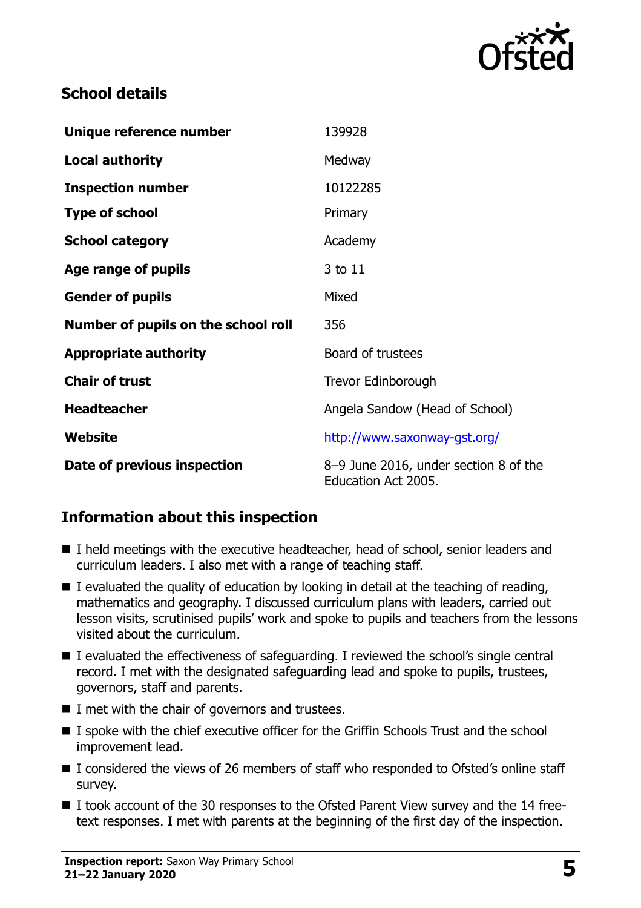## School details

| | |
|---|---|
| **Unique reference number** | 139928 |
| **Local authority** | Medway |
| **Inspection number** | 10122285 |
| **Type of school** | Primary |
| **School category** | Academy |
| **Age range of pupils** | 3 to 11 |
| **Gender of pupils** | Mixed |
| **Number of pupils on the school roll** | 356 |
| **Appropriate authority** | Board of trustees |
| **Chair of trust** | Trevor Edinborough |
| **Headteacher** | Angela Sandow (Head of School) |
| **Website** | http://www.saxonway-gst.org/ |
| **Date of previous inspection** | 8–9 June 2016, under section 8 of the Education Act 2005. |

## Information about this inspection

- I held meetings with the executive headteacher, head of school, senior leaders and curriculum leaders. I also met with a range of teaching staff.
- I evaluated the quality of education by looking in detail at the teaching of reading, mathematics and geography. I discussed curriculum plans with leaders, carried out lesson visits, scrutinised pupils' work and spoke to pupils and teachers from the lessons visited about the curriculum.
- I evaluated the effectiveness of safeguarding. I reviewed the school's single central record. I met with the designated safeguarding lead and spoke to pupils, trustees, governors, staff and parents.
- I met with the chair of governors and trustees.
- I spoke with the chief executive officer for the Griffin Schools Trust and the school improvement lead.
- I considered the views of 26 members of staff who responded to Ofsted's online staff survey.
- I took account of the 30 responses to the Ofsted Parent View survey and the 14 free-text responses. I met with parents at the beginning of the first day of the inspection.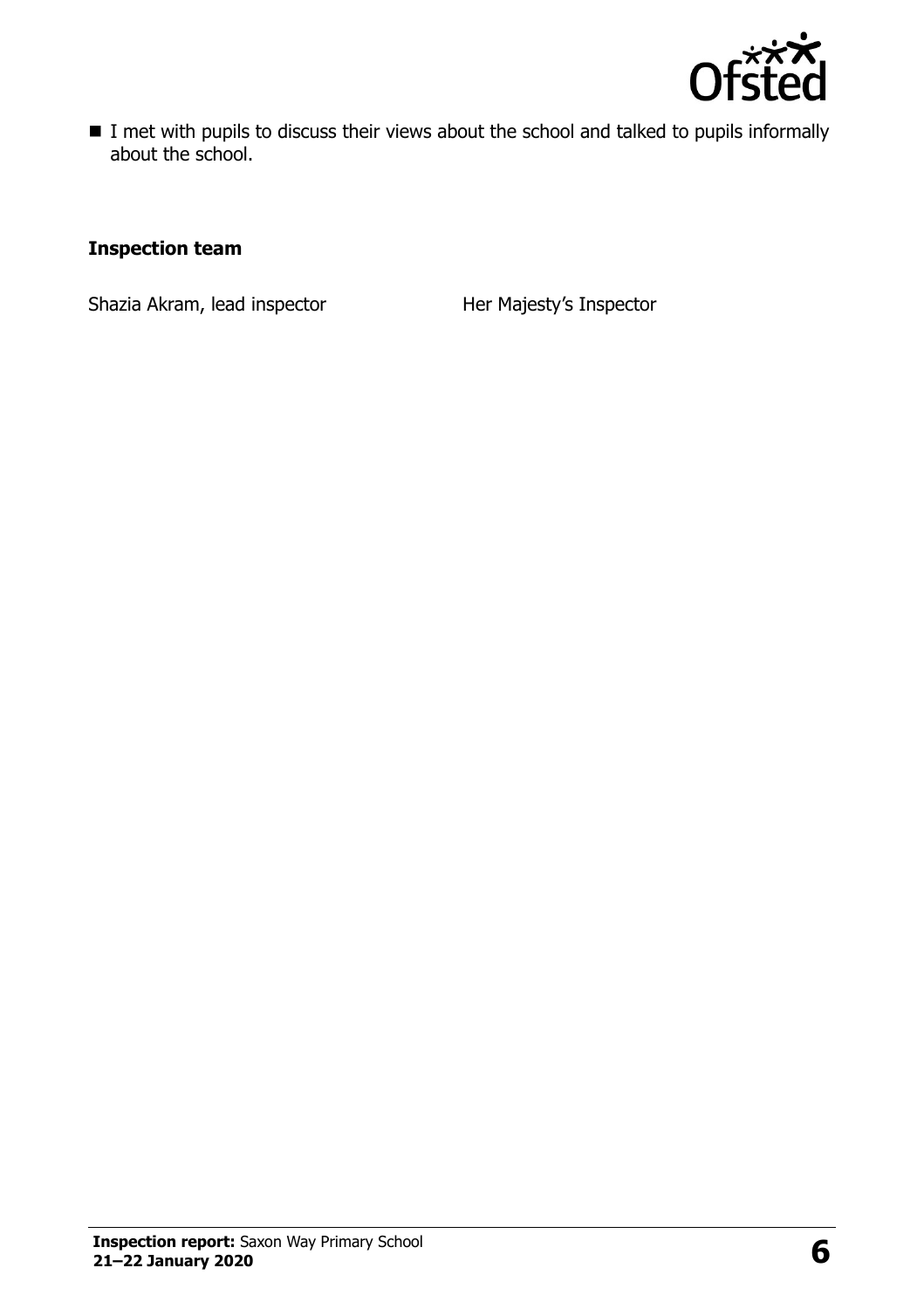- I met with pupils to discuss their views about the school and talked to pupils informally about the school.

### Inspection team

| | |
| --- | --- |
| Shazia Akram, lead inspector | Her Majesty's Inspector |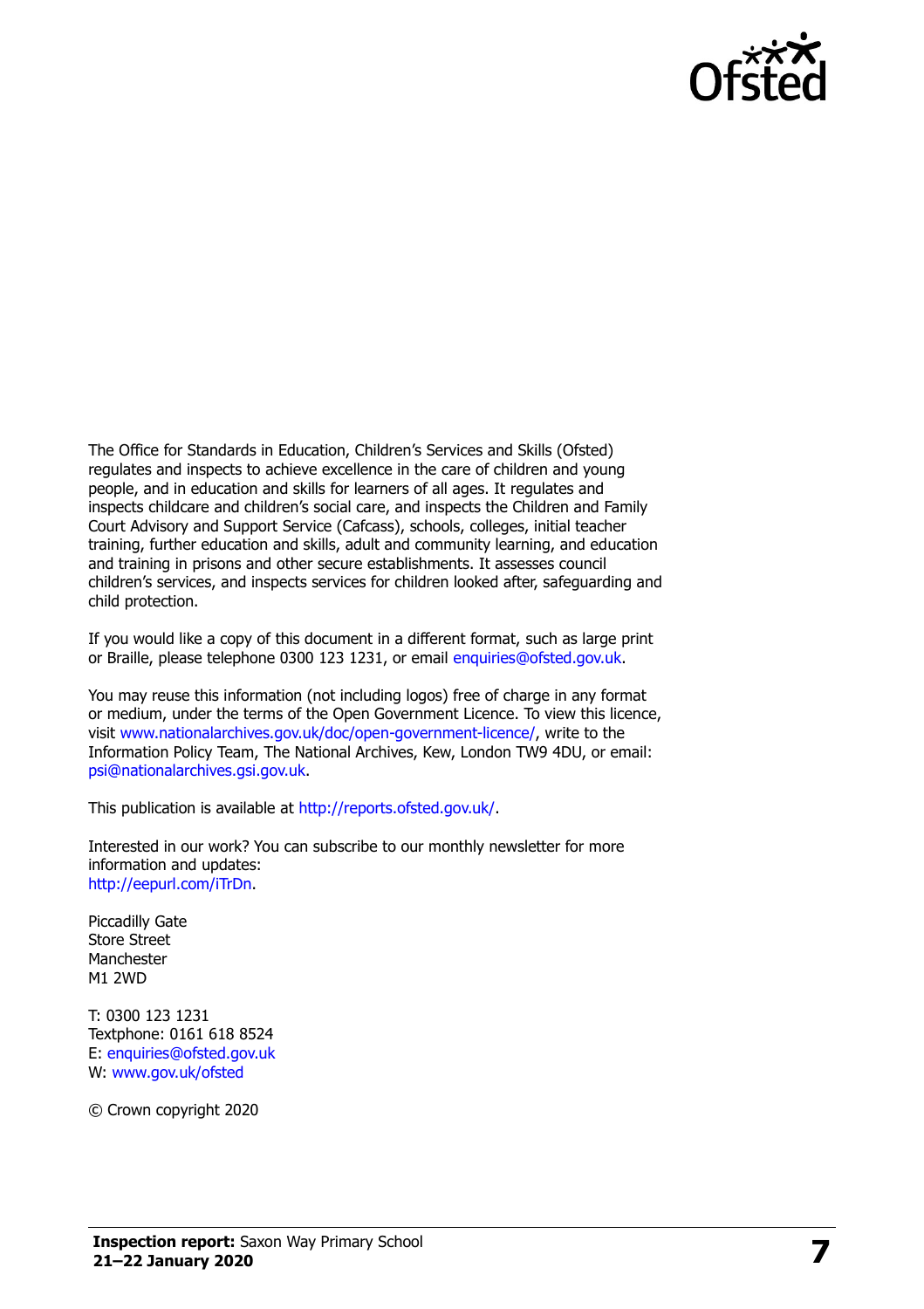The Office for Standards in Education, Children's Services and Skills (Ofsted) regulates and inspects to achieve excellence in the care of children and young people, and in education and skills for learners of all ages. It regulates and inspects childcare and children's social care, and inspects the Children and Family Court Advisory and Support Service (Cafcass), schools, colleges, initial teacher training, further education and skills, adult and community learning, and education and training in prisons and other secure establishments. It assesses council children's services, and inspects services for children looked after, safeguarding and child protection.

If you would like a copy of this document in a different format, such as large print or Braille, please telephone 0300 123 1231, or email enquiries@ofsted.gov.uk.

You may reuse this information (not including logos) free of charge in any format or medium, under the terms of the Open Government Licence. To view this licence, visit www.nationalarchives.gov.uk/doc/open-government-licence/, write to the Information Policy Team, The National Archives, Kew, London TW9 4DU, or email: psi@nationalarchives.gsi.gov.uk.

This publication is available at http://reports.ofsted.gov.uk/.

Interested in our work? You can subscribe to our monthly newsletter for more information and updates:
http://eepurl.com/iTrDn.

Piccadilly Gate
Store Street
Manchester
M1 2WD

T: 0300 123 1231
Textphone: 0161 618 8524
E: enquiries@ofsted.gov.uk
W: www.gov.uk/ofsted

© Crown copyright 2020